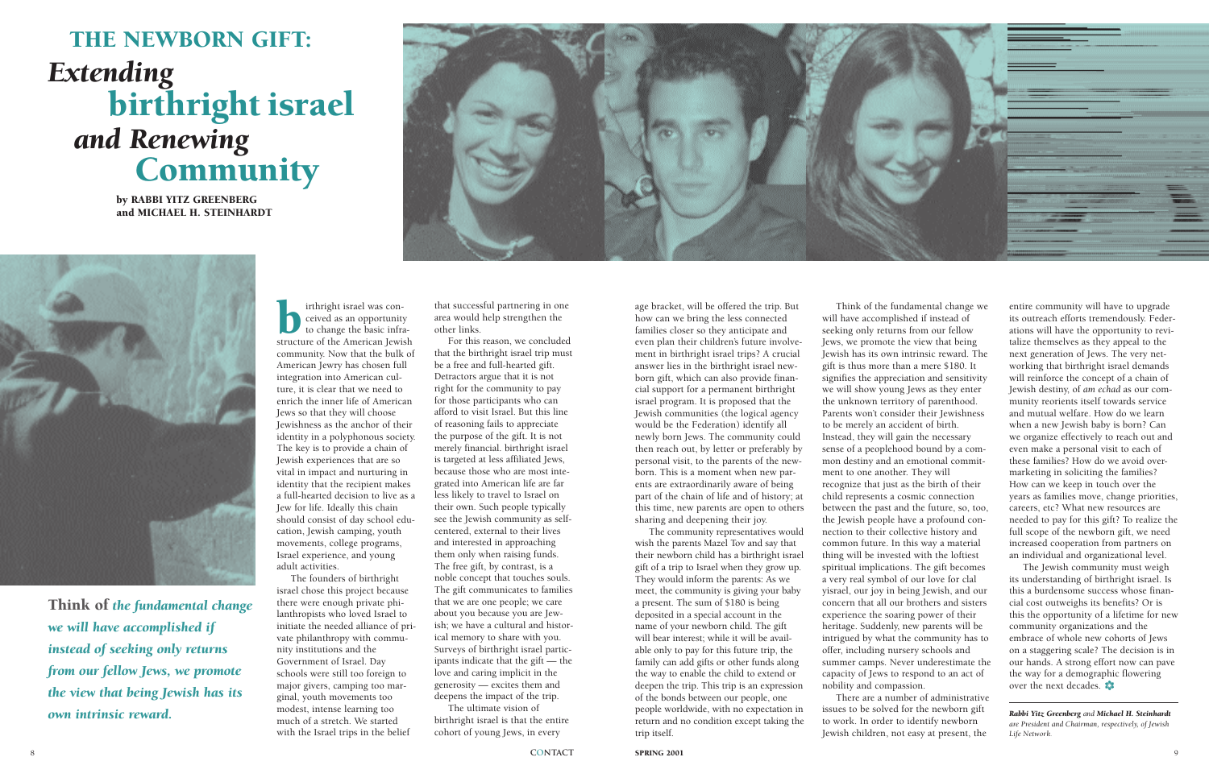# THE NEWBORN GIFT: *Extending* birthright israel *and Renewing* Community

**by RABBI YITZ GREENBERG and MICHAEL H. STEINHARDT**

**Think of** ***the fundamental change we will have accomplished if instead of seeking only returns from our fellow Jews, we promote the view that being Jewish has its own intrinsic reward.***

birthright israel was conceived as an opportunity to change the basic infrastructure of the American Jewish community. Now that the bulk of American Jewry has chosen full integration into American culture, it is clear that we need to enrich the inner life of American Jews so that they will choose Jewishness as the anchor of their identity in a polyphonous society. The key is to provide a chain of Jewish experiences that are so vital in impact and nurturing in identity that the recipient makes a full-hearted decision to live as a Jew for life. Ideally this chain should consist of day school education, Jewish camping, youth movements, college programs, Israel experience, and young adult activities.

The founders of birthright israel chose this project because there were enough private philanthropists who loved Israel to initiate the needed alliance of private philanthropy with community institutions and the Government of Israel. Day schools were still too foreign to major givers, camping too marginal, youth movements too modest, intense learning too much of a stretch. We started with the Israel trips in the belief that successful partnering in one area would help strengthen the other links.

For this reason, we concluded that the birthright israel trip must be a free and full-hearted gift. Detractors argue that it is not right for the community to pay for those participants who can afford to visit Israel. But this line of reasoning fails to appreciate the purpose of the gift. It is not merely financial. birthright israel is targeted at less affiliated Jews, because those who are most integrated into American life are far less likely to travel to Israel on their own. Such people typically see the Jewish community as self-centered, external to their lives and interested in approaching them only when raising funds. The free gift, by contrast, is a noble concept that touches souls. The gift communicates to families that we are one people; we care about you because you are Jewish; we have a cultural and historical memory to share with you. Surveys of birthright israel participants indicate that the gift — the love and caring implicit in the generosity — excites them and deepens the impact of the trip.

The ultimate vision of birthright israel is that the entire cohort of young Jews, in every age bracket, will be offered the trip. But how can we bring the less connected families closer so they anticipate and even plan their children's future involvement in birthright israel trips? A crucial answer lies in the birthright israel newborn gift, which can also provide financial support for a permanent birthright israel program. It is proposed that the Jewish communities (the logical agency would be the Federation) identify all newly born Jews. The community could then reach out, by letter or preferably by personal visit, to the parents of the newborn. This is a moment when new parents are extraordinarily aware of being part of the chain of life and of history; at this time, new parents are open to others sharing and deepening their joy.

The community representatives would wish the parents Mazel Tov and say that their newborn child has a birthright israel gift of a trip to Israel when they grow up. They would inform the parents: As we meet, the community is giving your baby a present. The sum of $180 is being deposited in a special account in the name of your newborn child. The gift will bear interest; while it will be available only to pay for this future trip, the family can add gifts or other funds along the way to enable the child to extend or deepen the trip. This trip is an expression of the bonds between our people, one people worldwide, with no expectation in return and no condition except taking the trip itself.

Think of the fundamental change we will have accomplished if instead of seeking only returns from our fellow Jews, we promote the view that being Jewish has its own intrinsic reward. The gift is thus more than a mere $180. It signifies the appreciation and sensitivity we will show young Jews as they enter the unknown territory of parenthood. Parents won't consider their Jewishness to be merely an accident of birth. Instead, they will gain the necessary sense of a peoplehood bound by a common destiny and an emotional commitment to one another. They will recognize that just as the birth of their child represents a cosmic connection between the past and the future, so, too, the Jewish people have a profound connection to their collective history and common future. In this way a material thing will be invested with the loftiest spiritual implications. The gift becomes a very real symbol of our love for clal yisrael, our joy in being Jewish, and our concern that all our brothers and sisters experience the soaring power of their heritage. Suddenly, new parents will be intrigued by what the community has to offer, including nursery schools and summer camps. Never underestimate the capacity of Jews to respond to an act of nobility and compassion.

There are a number of administrative issues to be solved for the newborn gift to work. In order to identify newborn Jewish children, not easy at present, the entire community will have to upgrade its outreach efforts tremendously. Federations will have the opportunity to revitalize themselves as they appeal to the next generation of Jews. The very networking that birthright israel demands will reinforce the concept of a chain of Jewish destiny, of *am echad* as our community reorients itself towards service and mutual welfare. How do we learn when a new Jewish baby is born? Can we organize effectively to reach out and even make a personal visit to each of these families? How do we avoid overmarketing in soliciting the families? How can we keep in touch over the years as families move, change priorities, careers, etc? What new resources are needed to pay for this gift? To realize the full scope of the newborn gift, we need increased cooperation from partners on an individual and organizational level.

The Jewish community must weigh its understanding of birthright israel. Is this a burdensome success whose financial cost outweighs its benefits? Or is this the opportunity of a lifetime for new community organizations and the embrace of whole new cohorts of Jews on a staggering scale? The decision is in our hands. A strong effort now can pave the way for a demographic flowering over the next decades.

***Rabbi Yitz Greenberg*** *and* ***Michael H. Steinhardt*** *are President and Chairman, respectively, of Jewish Life Network.*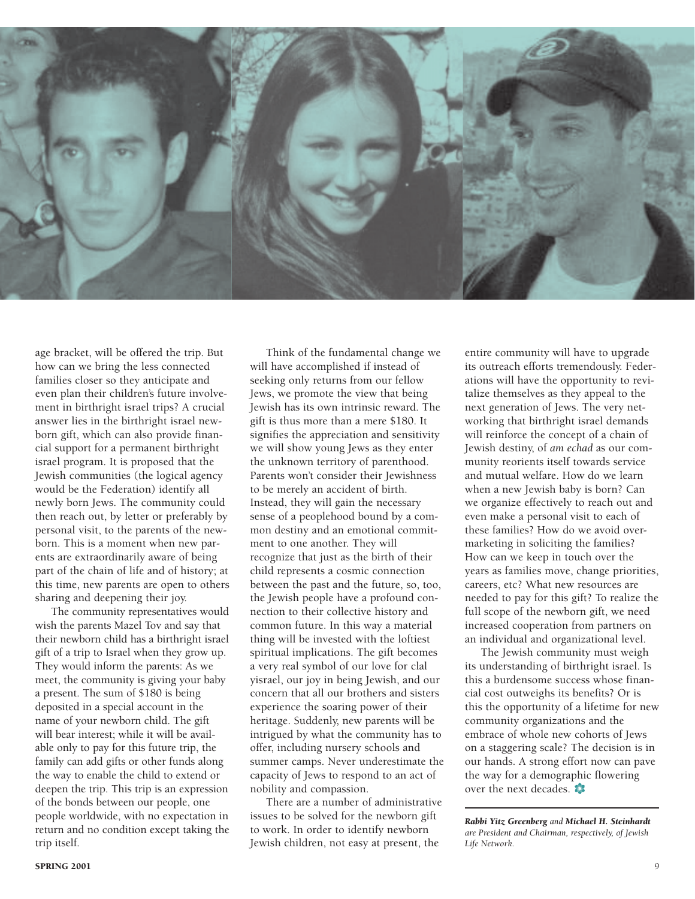age bracket, will be offered the trip. But how can we bring the less connected families closer so they anticipate and even plan their children's future involvement in birthright israel trips? A crucial answer lies in the birthright israel newborn gift, which can also provide financial support for a permanent birthright israel program. It is proposed that the Jewish communities (the logical agency would be the Federation) identify all newly born Jews. The community could then reach out, by letter or preferably by personal visit, to the parents of the newborn. This is a moment when new parents are extraordinarily aware of being part of the chain of life and of history; at this time, new parents are open to others sharing and deepening their joy.

The community representatives would wish the parents Mazel Tov and say that their newborn child has a birthright israel gift of a trip to Israel when they grow up. They would inform the parents: As we meet, the community is giving your baby a present. The sum of $180 is being deposited in a special account in the name of your newborn child. The gift will bear interest; while it will be available only to pay for this future trip, the family can add gifts or other funds along the way to enable the child to extend or deepen the trip. This trip is an expression of the bonds between our people, one people worldwide, with no expectation in return and no condition except taking the trip itself.

Think of the fundamental change we will have accomplished if instead of seeking only returns from our fellow Jews, we promote the view that being Jewish has its own intrinsic reward. The gift is thus more than a mere $180. It signifies the appreciation and sensitivity we will show young Jews as they enter the unknown territory of parenthood. Parents won't consider their Jewishness to be merely an accident of birth. Instead, they will gain the necessary sense of a peoplehood bound by a common destiny and an emotional commitment to one another. They will recognize that just as the birth of their child represents a cosmic connection between the past and the future, so, too, the Jewish people have a profound connection to their collective history and common future. In this way a material thing will be invested with the loftiest spiritual implications. The gift becomes a very real symbol of our love for clal yisrael, our joy in being Jewish, and our concern that all our brothers and sisters experience the soaring power of their heritage. Suddenly, new parents will be intrigued by what the community has to offer, including nursery schools and summer camps. Never underestimate the capacity of Jews to respond to an act of nobility and compassion.

There are a number of administrative issues to be solved for the newborn gift to work. In order to identify newborn Jewish children, not easy at present, the entire community will have to upgrade its outreach efforts tremendously. Federations will have the opportunity to revitalize themselves as they appeal to the next generation of Jews. The very networking that birthright israel demands will reinforce the concept of a chain of Jewish destiny, of *am echad* as our community reorients itself towards service and mutual welfare. How do we learn when a new Jewish baby is born? Can we organize effectively to reach out and even make a personal visit to each of these families? How do we avoid overmarketing in soliciting the families? How can we keep in touch over the years as families move, change priorities, careers, etc? What new resources are needed to pay for this gift? To realize the full scope of the newborn gift, we need increased cooperation from partners on an individual and organizational level.

The Jewish community must weigh its understanding of birthright israel. Is this a burdensome success whose financial cost outweighs its benefits? Or is this the opportunity of a lifetime for new community organizations and the embrace of whole new cohorts of Jews on a staggering scale? The decision is in our hands. A strong effort now can pave the way for a demographic flowering over the next decades.

---

***Rabbi Yitz Greenberg*** *and* ***Michael H. Steinhardt*** *are President and Chairman, respectively, of Jewish Life Network.*